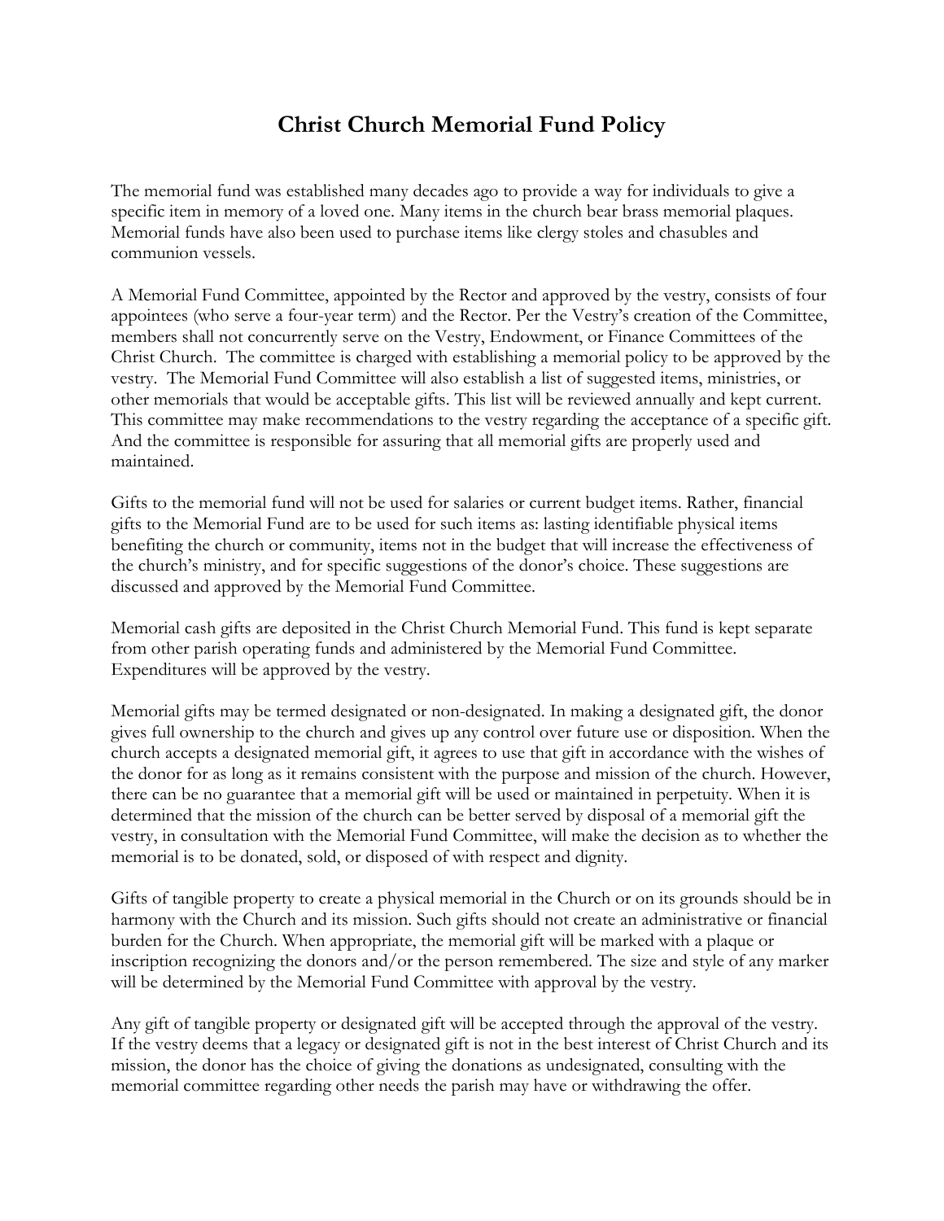# Christ Church Memorial Fund Policy

The memorial fund was established many decades ago to provide a way for individuals to give a specific item in memory of a loved one. Many items in the church bear brass memorial plaques. Memorial funds have also been used to purchase items like clergy stoles and chasubles and communion vessels.

A Memorial Fund Committee, appointed by the Rector and approved by the vestry, consists of four appointees (who serve a four-year term) and the Rector. Per the Vestry's creation of the Committee, members shall not concurrently serve on the Vestry, Endowment, or Finance Committees of the Christ Church. The committee is charged with establishing a memorial policy to be approved by the vestry. The Memorial Fund Committee will also establish a list of suggested items, ministries, or other memorials that would be acceptable gifts. This list will be reviewed annually and kept current. This committee may make recommendations to the vestry regarding the acceptance of a specific gift. And the committee is responsible for assuring that all memorial gifts are properly used and maintained.

Gifts to the memorial fund will not be used for salaries or current budget items. Rather, financial gifts to the Memorial Fund are to be used for such items as: lasting identifiable physical items benefiting the church or community, items not in the budget that will increase the effectiveness of the church's ministry, and for specific suggestions of the donor's choice. These suggestions are discussed and approved by the Memorial Fund Committee.

Memorial cash gifts are deposited in the Christ Church Memorial Fund. This fund is kept separate from other parish operating funds and administered by the Memorial Fund Committee. Expenditures will be approved by the vestry.

Memorial gifts may be termed designated or non-designated. In making a designated gift, the donor gives full ownership to the church and gives up any control over future use or disposition. When the church accepts a designated memorial gift, it agrees to use that gift in accordance with the wishes of the donor for as long as it remains consistent with the purpose and mission of the church. However, there can be no guarantee that a memorial gift will be used or maintained in perpetuity. When it is determined that the mission of the church can be better served by disposal of a memorial gift the vestry, in consultation with the Memorial Fund Committee, will make the decision as to whether the memorial is to be donated, sold, or disposed of with respect and dignity.

Gifts of tangible property to create a physical memorial in the Church or on its grounds should be in harmony with the Church and its mission. Such gifts should not create an administrative or financial burden for the Church. When appropriate, the memorial gift will be marked with a plaque or inscription recognizing the donors and/or the person remembered. The size and style of any marker will be determined by the Memorial Fund Committee with approval by the vestry.

Any gift of tangible property or designated gift will be accepted through the approval of the vestry. If the vestry deems that a legacy or designated gift is not in the best interest of Christ Church and its mission, the donor has the choice of giving the donations as undesignated, consulting with the memorial committee regarding other needs the parish may have or withdrawing the offer.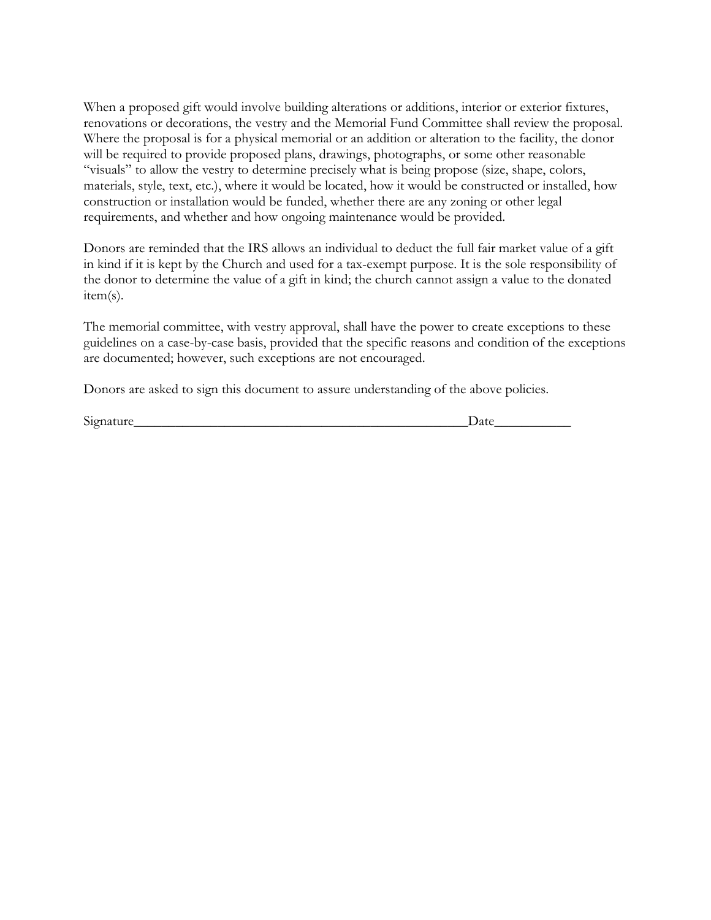When a proposed gift would involve building alterations or additions, interior or exterior fixtures, renovations or decorations, the vestry and the Memorial Fund Committee shall review the proposal. Where the proposal is for a physical memorial or an addition or alteration to the facility, the donor will be required to provide proposed plans, drawings, photographs, or some other reasonable "visuals" to allow the vestry to determine precisely what is being propose (size, shape, colors, materials, style, text, etc.), where it would be located, how it would be constructed or installed, how construction or installation would be funded, whether there are any zoning or other legal requirements, and whether and how ongoing maintenance would be provided.

Donors are reminded that the IRS allows an individual to deduct the full fair market value of a gift in kind if it is kept by the Church and used for a tax-exempt purpose. It is the sole responsibility of the donor to determine the value of a gift in kind; the church cannot assign a value to the donated item(s).

The memorial committee, with vestry approval, shall have the power to create exceptions to these guidelines on a case-by-case basis, provided that the specific reasons and condition of the exceptions are documented; however, such exceptions are not encouraged.

Donors are asked to sign this document to assure understanding of the above policies.

Signature_______________________________________________Date___________